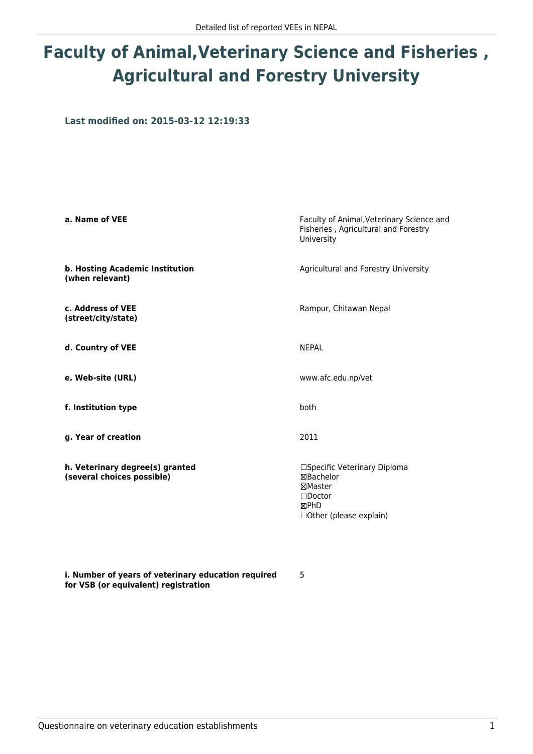# Faculty of Animal,Veterinary Science and Fisheries , Agricultural and Forestry University

### Last modified on: 2015-03-12 12:19:33

| | |
|---|---|
| **a. Name of VEE** | Faculty of Animal,Veterinary Science and Fisheries , Agricultural and Forestry University |
| **b. Hosting Academic Institution (when relevant)** | Agricultural and Forestry University |
| **c. Address of VEE (street/city/state)** | Rampur, Chitawan Nepal |
| **d. Country of VEE** | NEPAL |
| **e. Web-site (URL)** | www.afc.edu.np/vet |
| **f. Institution type** | both |
| **g. Year of creation** | 2011 |
| **h. Veterinary degree(s) granted (several choices possible)** | ☐Specific Veterinary Diploma<br>☒Bachelor<br>☒Master<br>☐Doctor<br>☒PhD<br>☐Other (please explain) |
| **i. Number of years of veterinary education required for VSB (or equivalent) registration** | 5 |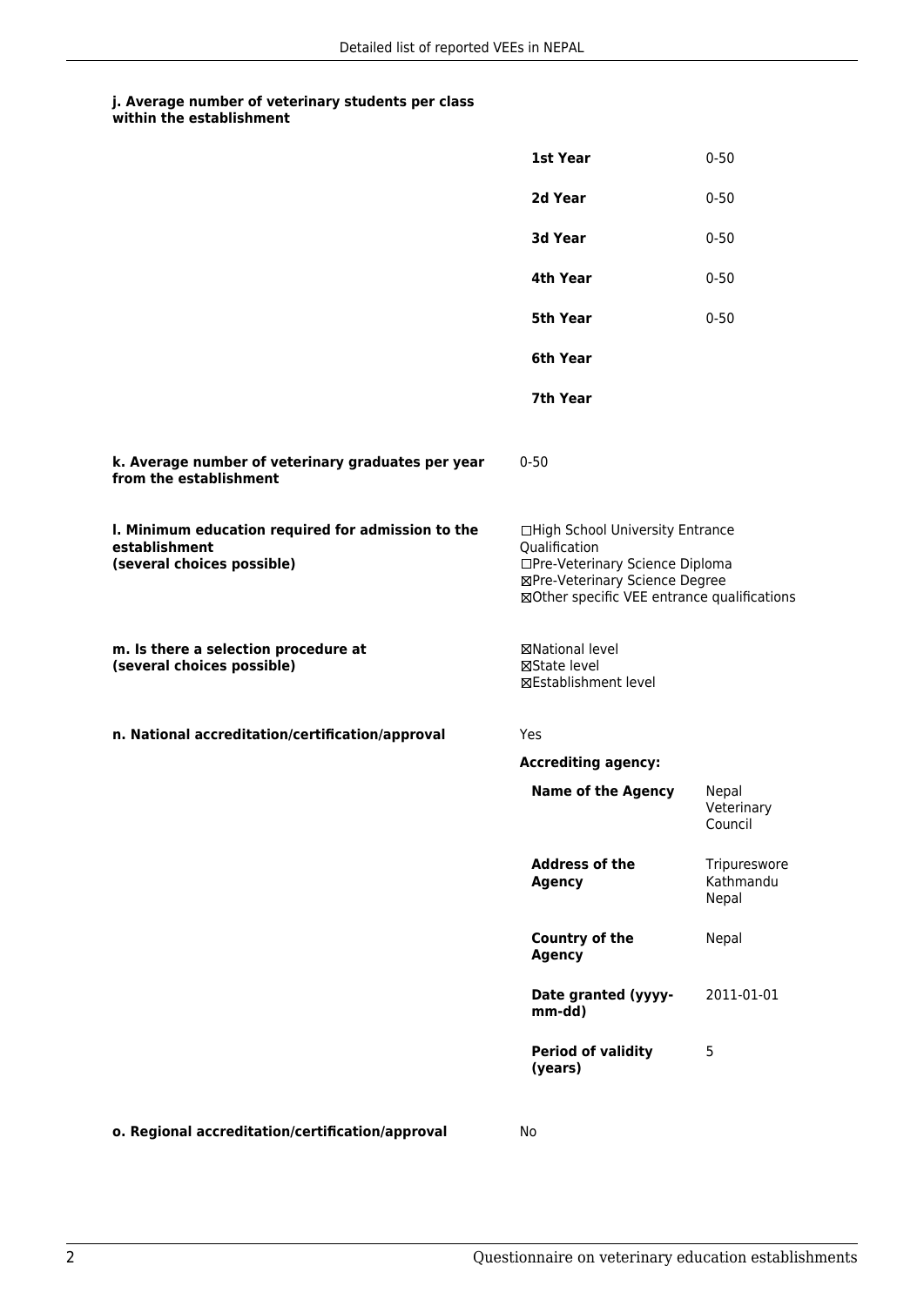**j. Average number of veterinary students per class within the establishment**

| | |
|---|---|
| **1st Year** | 0-50 |
| **2d Year** | 0-50 |
| **3d Year** | 0-50 |
| **4th Year** | 0-50 |
| **5th Year** | 0-50 |
| **6th Year** | |
| **7th Year** | |

**k. Average number of veterinary graduates per year from the establishment**

0-50

**l. Minimum education required for admission to the establishment (several choices possible)**

☐High School University Entrance Qualification
☐Pre-Veterinary Science Diploma
☒Pre-Veterinary Science Degree
☒Other specific VEE entrance qualifications

**m. Is there a selection procedure at (several choices possible)**

☒National level
☒State level
☒Establishment level

**n. National accreditation/certification/approval**

Yes

**Accrediting agency:**

| | |
|---|---|
| **Name of the Agency** | Nepal Veterinary Council |
| **Address of the Agency** | Tripureswore Kathmandu Nepal |
| **Country of the Agency** | Nepal |
| **Date granted (yyyy-mm-dd)** | 2011-01-01 |
| **Period of validity (years)** | 5 |

**o. Regional accreditation/certification/approval**

No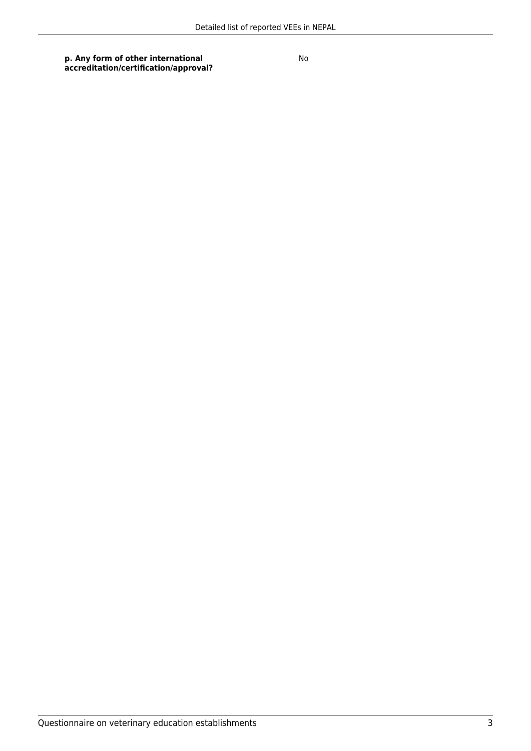| | |
|---|---|
| **p. Any form of other international accreditation/certification/approval?** | No |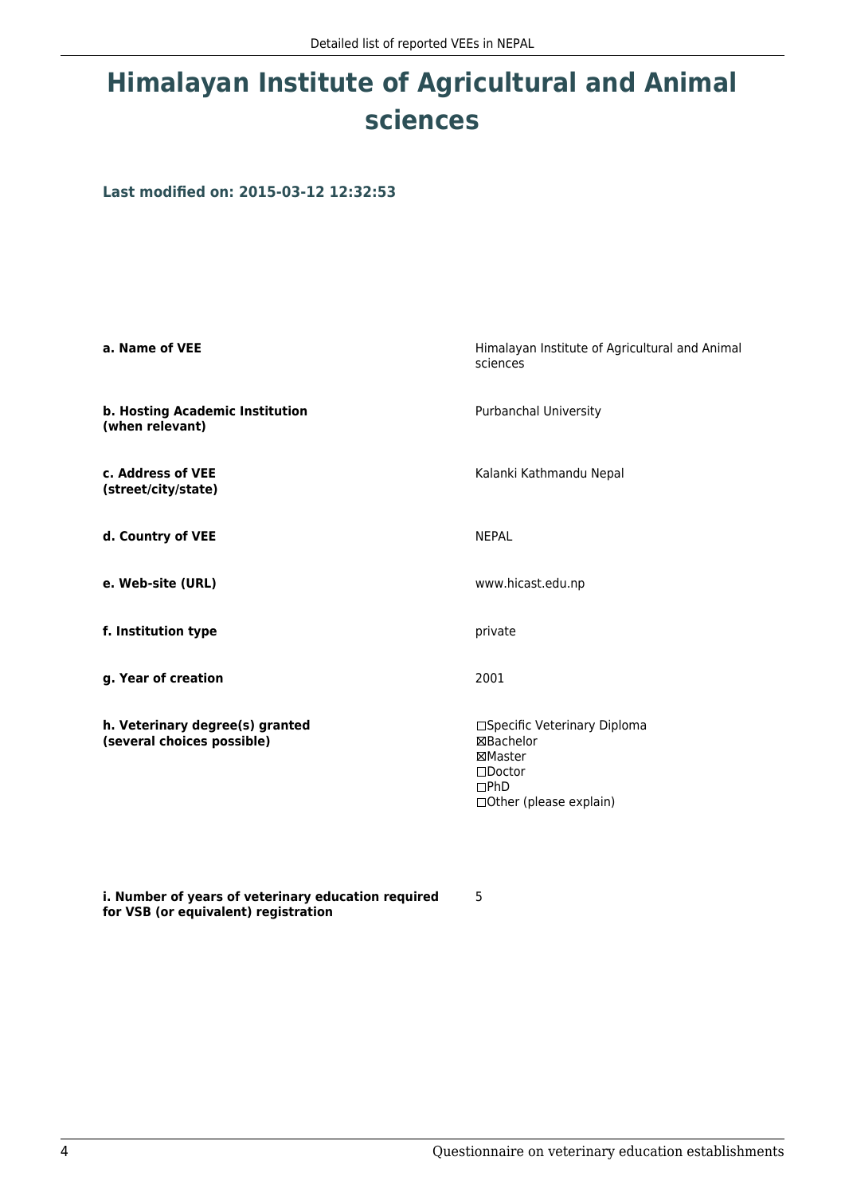# Himalayan Institute of Agricultural and Animal sciences

### Last modified on: 2015-03-12 12:32:53

| | |
|---|---|
| **a. Name of VEE** | Himalayan Institute of Agricultural and Animal sciences |
| **b. Hosting Academic Institution (when relevant)** | Purbanchal University |
| **c. Address of VEE (street/city/state)** | Kalanki Kathmandu Nepal |
| **d. Country of VEE** | NEPAL |
| **e. Web-site (URL)** | www.hicast.edu.np |
| **f. Institution type** | private |
| **g. Year of creation** | 2001 |
| **h. Veterinary degree(s) granted (several choices possible)** | ☐Specific Veterinary Diploma<br>☒Bachelor<br>☒Master<br>☐Doctor<br>☐PhD<br>☐Other (please explain) |
| **i. Number of years of veterinary education required for VSB (or equivalent) registration** | 5 |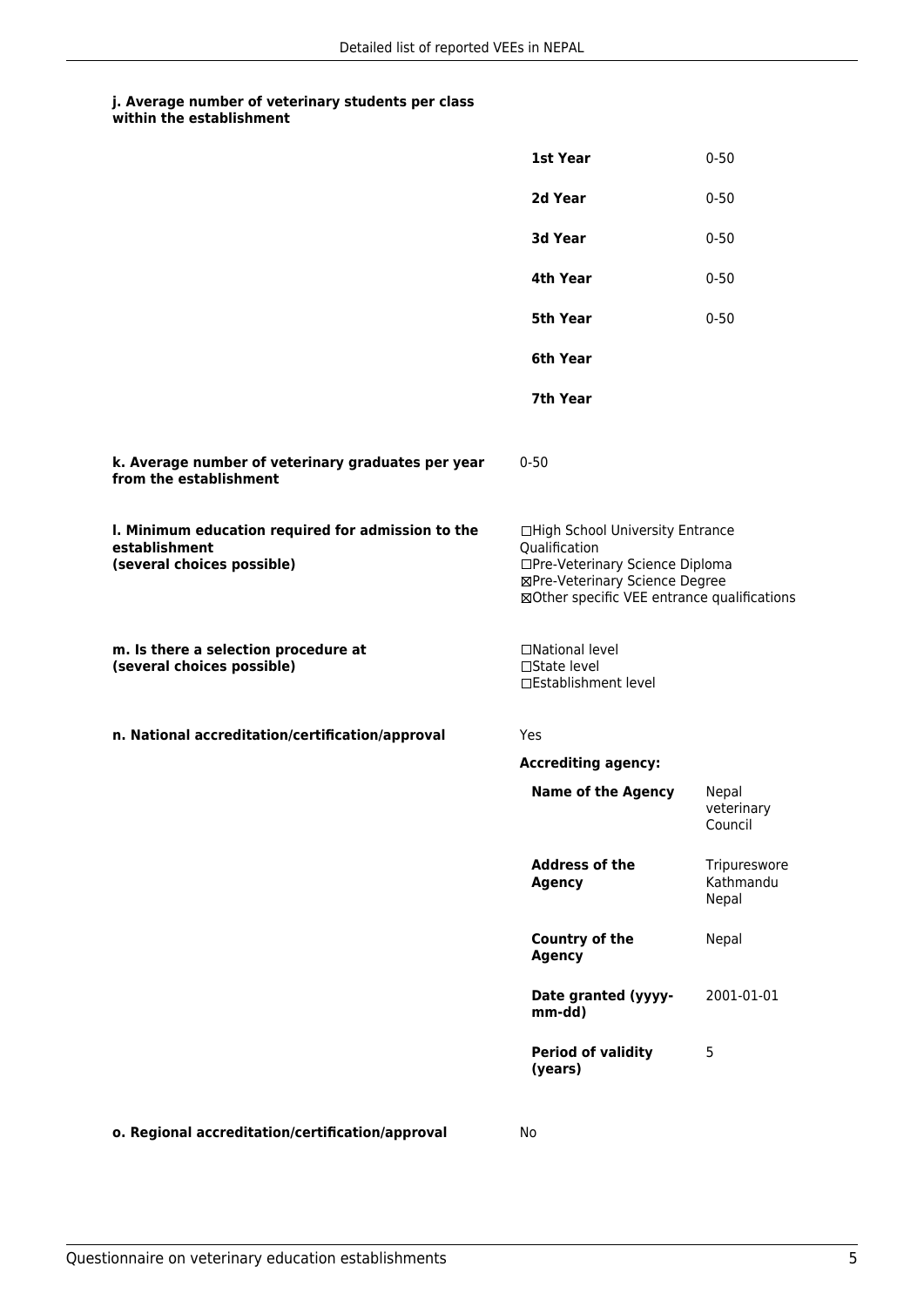**j. Average number of veterinary students per class within the establishment**

| | |
|---|---|
| **1st Year** | 0-50 |
| **2d Year** | 0-50 |
| **3d Year** | 0-50 |
| **4th Year** | 0-50 |
| **5th Year** | 0-50 |
| **6th Year** | |
| **7th Year** | |

**k. Average number of veterinary graduates per year from the establishment**

0-50

**l. Minimum education required for admission to the establishment (several choices possible)**

☐High School University Entrance Qualification
☐Pre-Veterinary Science Diploma
☒Pre-Veterinary Science Degree
☒Other specific VEE entrance qualifications

**m. Is there a selection procedure at (several choices possible)**

☐National level
☐State level
☐Establishment level

**n. National accreditation/certification/approval**

Yes

**Accrediting agency:**

| | |
|---|---|
| **Name of the Agency** | Nepal veterinary Council |
| **Address of the Agency** | Tripureswore Kathmandu Nepal |
| **Country of the Agency** | Nepal |
| **Date granted (yyyy-mm-dd)** | 2001-01-01 |
| **Period of validity (years)** | 5 |

**o. Regional accreditation/certification/approval**

No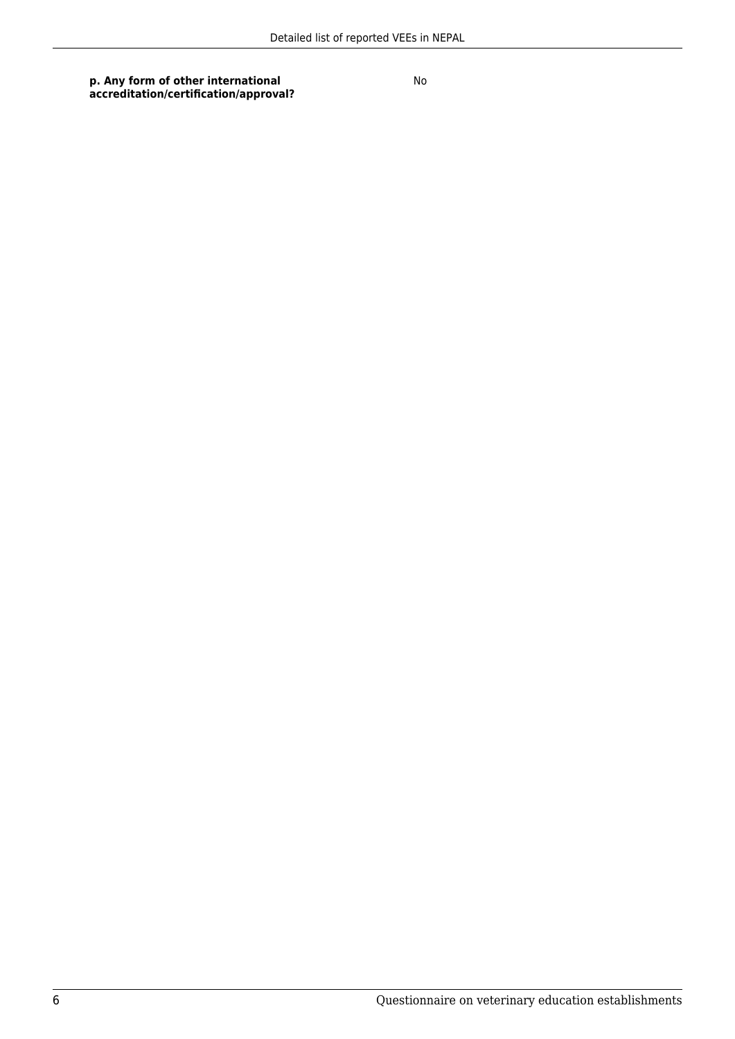| | |
|---|---|
| **p. Any form of other international accreditation/certification/approval?** | No |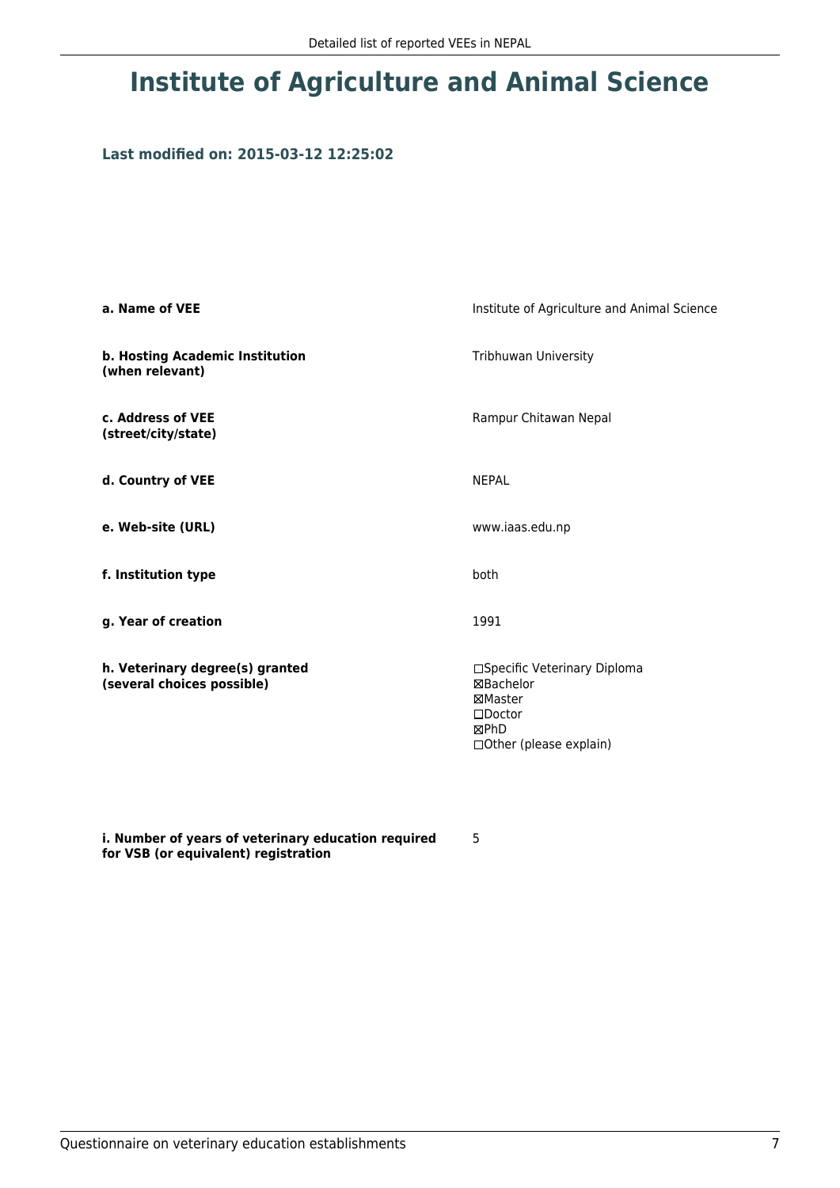# Institute of Agriculture and Animal Science

### Last modified on: 2015-03-12 12:25:02

| | |
|---|---|
| **a. Name of VEE** | Institute of Agriculture and Animal Science |
| **b. Hosting Academic Institution (when relevant)** | Tribhuwan University |
| **c. Address of VEE (street/city/state)** | Rampur Chitawan Nepal |
| **d. Country of VEE** | NEPAL |
| **e. Web-site (URL)** | www.iaas.edu.np |
| **f. Institution type** | both |
| **g. Year of creation** | 1991 |
| **h. Veterinary degree(s) granted (several choices possible)** | ☐Specific Veterinary Diploma<br>☒Bachelor<br>☒Master<br>☐Doctor<br>☒PhD<br>☐Other (please explain) |
| **i. Number of years of veterinary education required for VSB (or equivalent) registration** | 5 |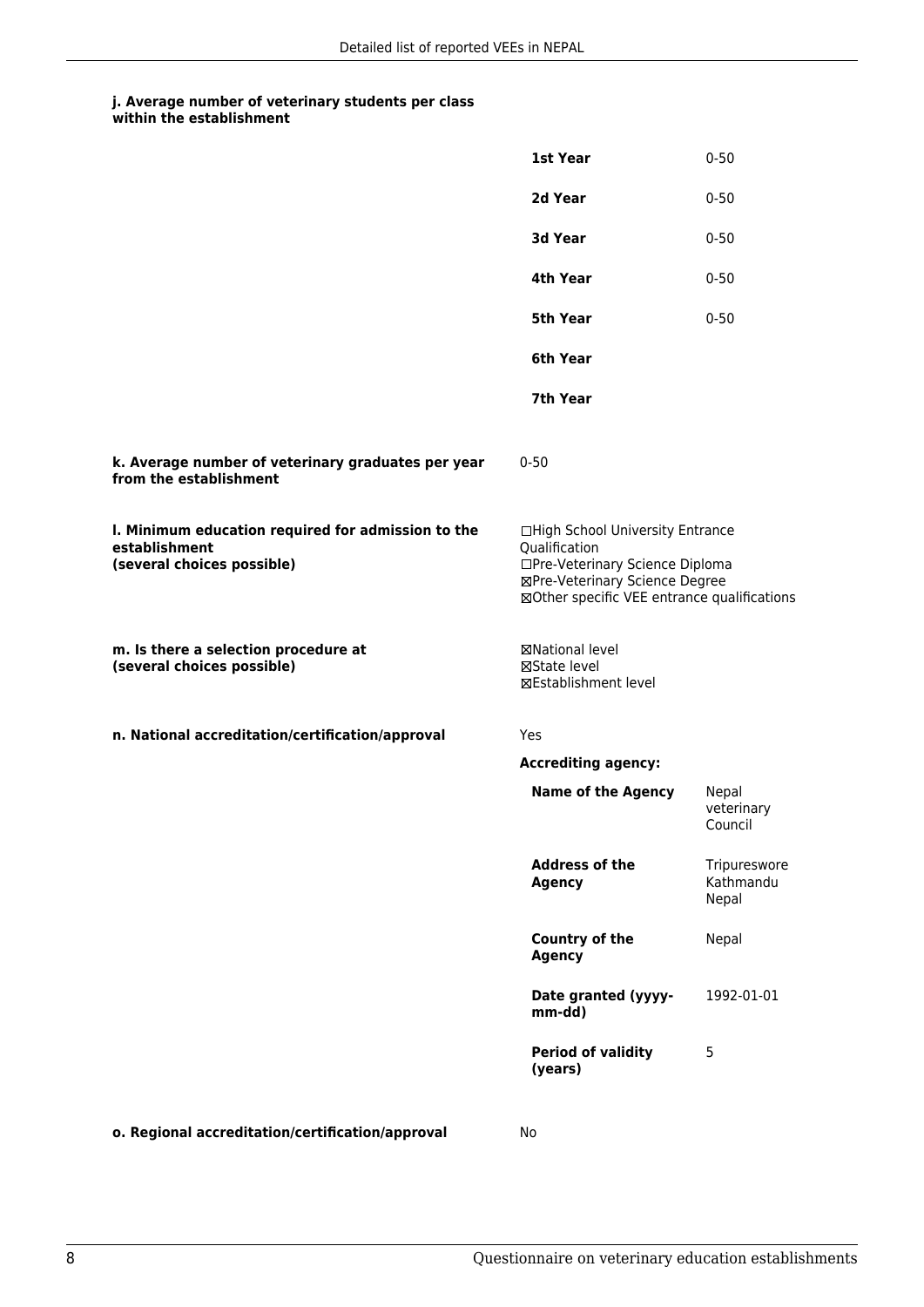**j. Average number of veterinary students per class within the establishment**

| | |
|---|---|
| **1st Year** | 0-50 |
| **2d Year** | 0-50 |
| **3d Year** | 0-50 |
| **4th Year** | 0-50 |
| **5th Year** | 0-50 |
| **6th Year** | |
| **7th Year** | |

**k. Average number of veterinary graduates per year from the establishment**

0-50

**l. Minimum education required for admission to the establishment (several choices possible)**

☐High School University Entrance Qualification
☐Pre-Veterinary Science Diploma
☒Pre-Veterinary Science Degree
☒Other specific VEE entrance qualifications

**m. Is there a selection procedure at (several choices possible)**

☒National level
☒State level
☒Establishment level

**n. National accreditation/certification/approval**

Yes

**Accrediting agency:**

| | |
|---|---|
| **Name of the Agency** | Nepal veterinary Council |
| **Address of the Agency** | Tripureswore Kathmandu Nepal |
| **Country of the Agency** | Nepal |
| **Date granted (yyyy-mm-dd)** | 1992-01-01 |
| **Period of validity (years)** | 5 |

**o. Regional accreditation/certification/approval**

No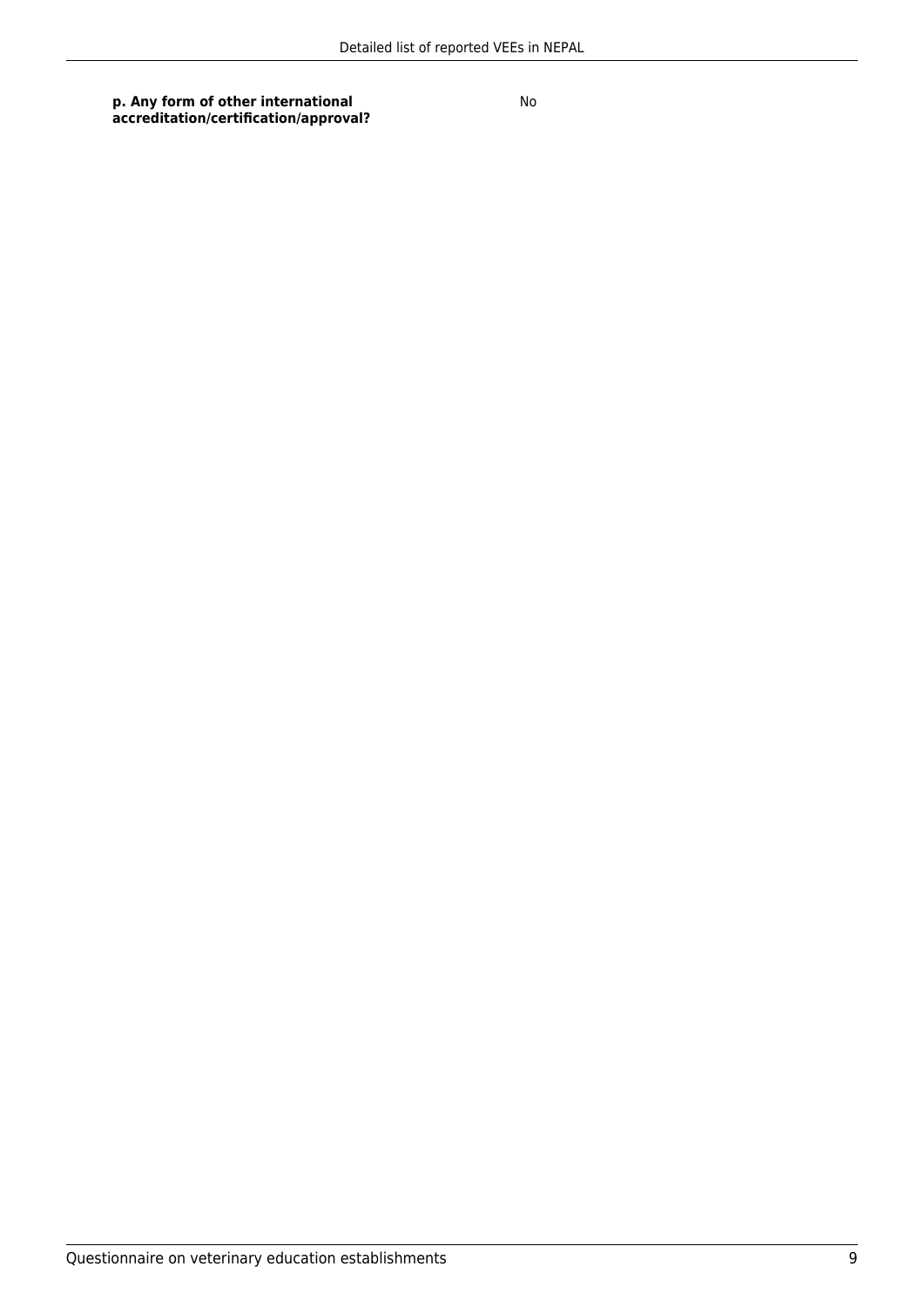| | |
|---|---|
| **p. Any form of other international accreditation/certification/approval?** | No |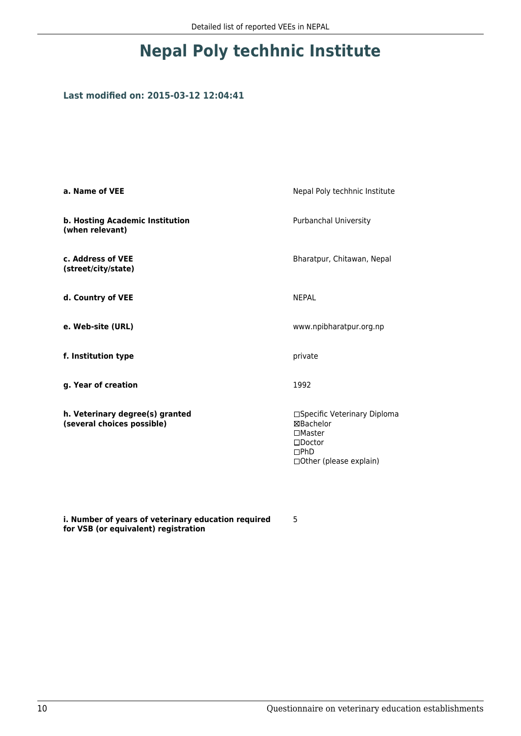# Nepal Poly techhnic Institute

### Last modified on: 2015-03-12 12:04:41

| | |
|---|---|
| **a. Name of VEE** | Nepal Poly techhnic Institute |
| **b. Hosting Academic Institution (when relevant)** | Purbanchal University |
| **c. Address of VEE (street/city/state)** | Bharatpur, Chitawan, Nepal |
| **d. Country of VEE** | NEPAL |
| **e. Web-site (URL)** | www.npibharatpur.org.np |
| **f. Institution type** | private |
| **g. Year of creation** | 1992 |
| **h. Veterinary degree(s) granted (several choices possible)** | ☐Specific Veterinary Diploma<br>☒Bachelor<br>☐Master<br>☐Doctor<br>☐PhD<br>☐Other (please explain) |
| **i. Number of years of veterinary education required for VSB (or equivalent) registration** | 5 |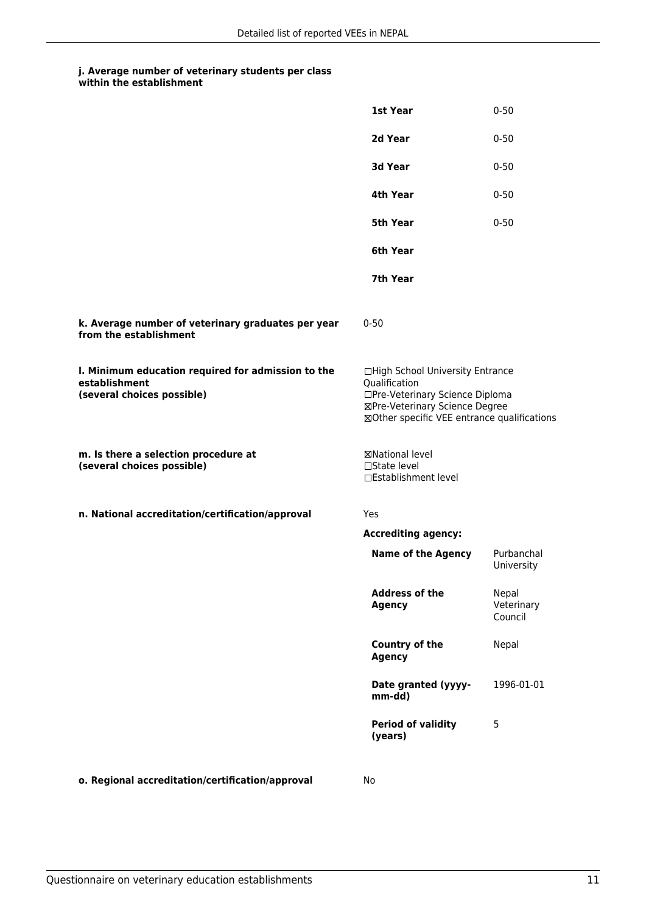**j. Average number of veterinary students per class within the establishment**

| | |
|---|---|
| **1st Year** | 0-50 |
| **2d Year** | 0-50 |
| **3d Year** | 0-50 |
| **4th Year** | 0-50 |
| **5th Year** | 0-50 |
| **6th Year** | |
| **7th Year** | |

**k. Average number of veterinary graduates per year from the establishment**

0-50

**l. Minimum education required for admission to the establishment (several choices possible)**

☐High School University Entrance Qualification
☐Pre-Veterinary Science Diploma
☒Pre-Veterinary Science Degree
☒Other specific VEE entrance qualifications

**m. Is there a selection procedure at (several choices possible)**

☒National level
☐State level
☐Establishment level

**n. National accreditation/certification/approval**

Yes

**Accrediting agency:**

| | |
|---|---|
| **Name of the Agency** | Purbanchal University |
| **Address of the Agency** | Nepal Veterinary Council |
| **Country of the Agency** | Nepal |
| **Date granted (yyyy-mm-dd)** | 1996-01-01 |
| **Period of validity (years)** | 5 |

**o. Regional accreditation/certification/approval**

No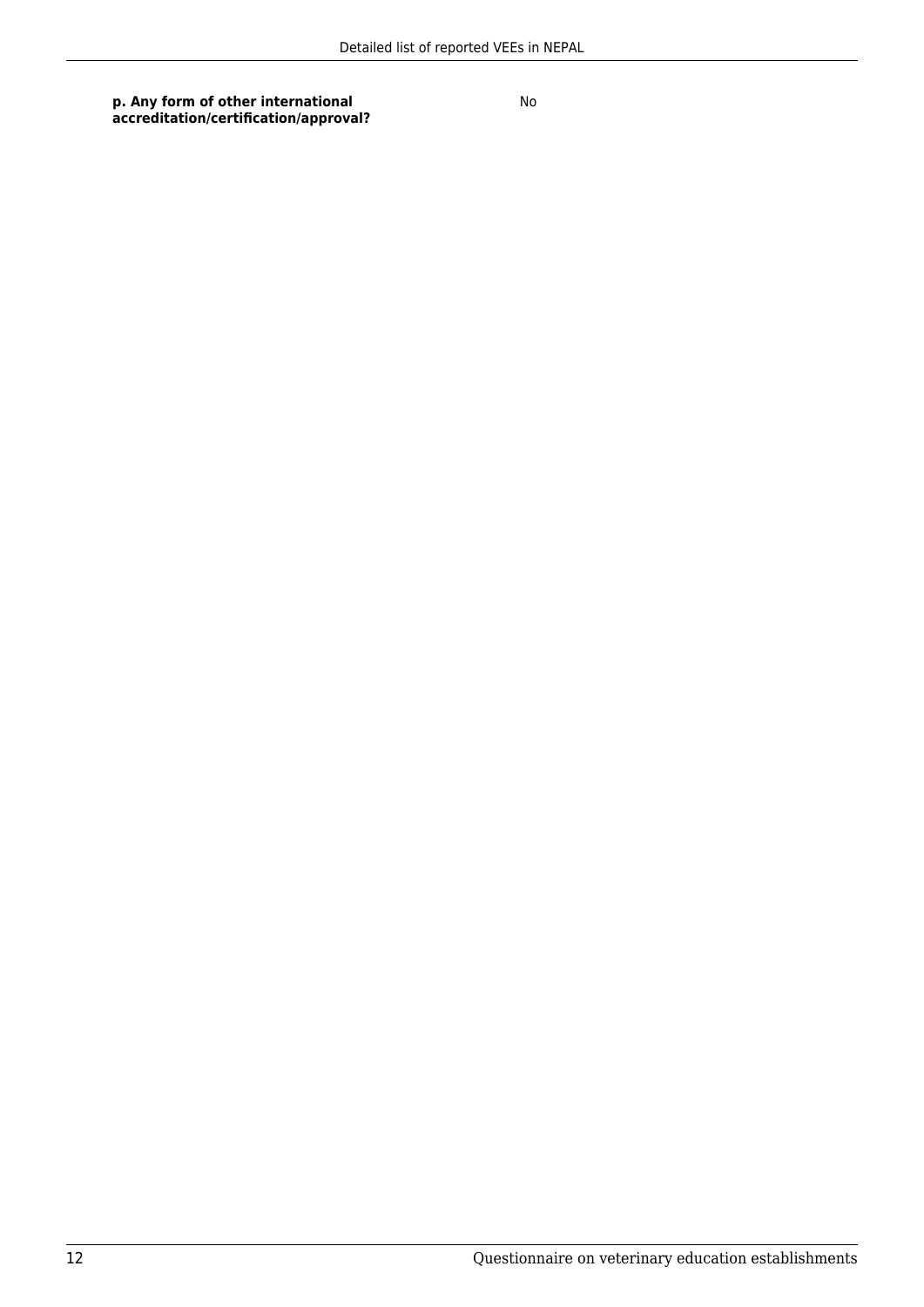| | |
|---|---|
| **p. Any form of other international accreditation/certification/approval?** | No |